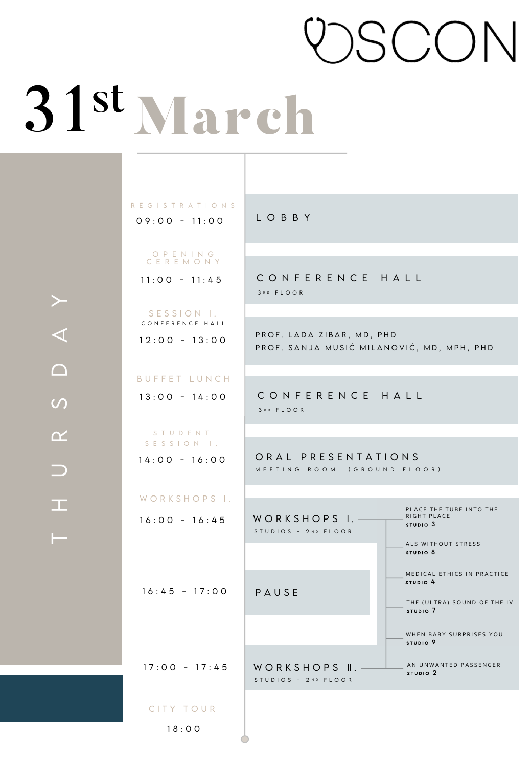# OSCON

## 31st March

### THURSDAY

| Event | Time | Location / Details |
| --- | --- | --- |
| REGISTRATIONS | 09:00 - 11:00 | LOBBY |
| OPENING CEREMONY | 11:00 - 11:45 | CONFERENCE HALL, 3RD FLOOR |
| SESSION I. CONFERENCE HALL | 12:00 - 13:00 | PROF. LADA ZIBAR, MD, PHD; PROF. SANJA MUSIĆ MILANOVIĆ, MD, MPH, PHD |
| BUFFET LUNCH | 13:00 - 14:00 | CONFERENCE HALL, 3RD FLOOR |
| STUDENT SESSION I. | 14:00 - 16:00 | ORAL PRESENTATIONS, MEETING ROOM (GROUND FLOOR) |
| WORKSHOPS I. | 16:00 - 16:45 | WORKSHOPS I., STUDIOS - 2ND FLOOR |
| | 16:45 - 17:00 | PAUSE |
| | 17:00 - 17:45 | WORKSHOPS II., STUDIOS - 2ND FLOOR |
| CITY TOUR | 18:00 | |

**Workshops:**

- PLACE THE TUBE INTO THE RIGHT PLACE – STUDIO 3
- ALS WITHOUT STRESS – STUDIO 8
- MEDICAL ETHICS IN PRACTICE – STUDIO 4
- THE (ULTRA) SOUND OF THE IV – STUDIO 7
- WHEN BABY SURPRISES YOU – STUDIO 9
- AN UNWANTED PASSENGER – STUDIO 2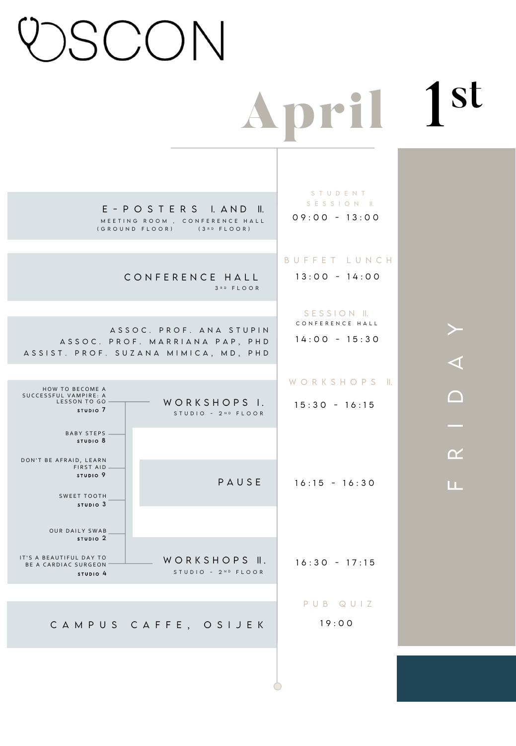# OSCON

## April 1st

## FRIDAY

**STUDENT SESSION II.**
09:00 - 13:00
E-POSTERS I. AND II.
MEETING ROOM (GROUND FLOOR), CONFERENCE HALL (3RD FLOOR)

**BUFFET LUNCH**
13:00 - 14:00
CONFERENCE HALL
3RD FLOOR

**SESSION II.**
CONFERENCE HALL
14:00 - 15:30
ASSOC. PROF. ANA STUPIN
ASSOC. PROF. MARRIANA PAP, PHD
ASSIST. PROF. SUZANA MIMICA, MD, PHD

**WORKSHOPS II.**
15:30 - 16:15
WORKSHOPS I.
STUDIO - 2ND FLOOR

- HOW TO BECOME A SUCCESSFUL VAMPIRE: A LESSON TO GO – STUDIO 7
- BABY STEPS – STUDIO 8
- DON'T BE AFRAID, LEARN FIRST AID – STUDIO 9
- SWEET TOOTH – STUDIO 3
- OUR DAILY SWAB – STUDIO 2
- IT'S A BEAUTIFUL DAY TO BE A CARDIAC SURGEON – STUDIO 4

16:15 - 16:30
PAUSE

16:30 - 17:15
WORKSHOPS II.
STUDIO - 2ND FLOOR

**PUB QUIZ**
19:00
CAMPUS CAFFE, OSIJEK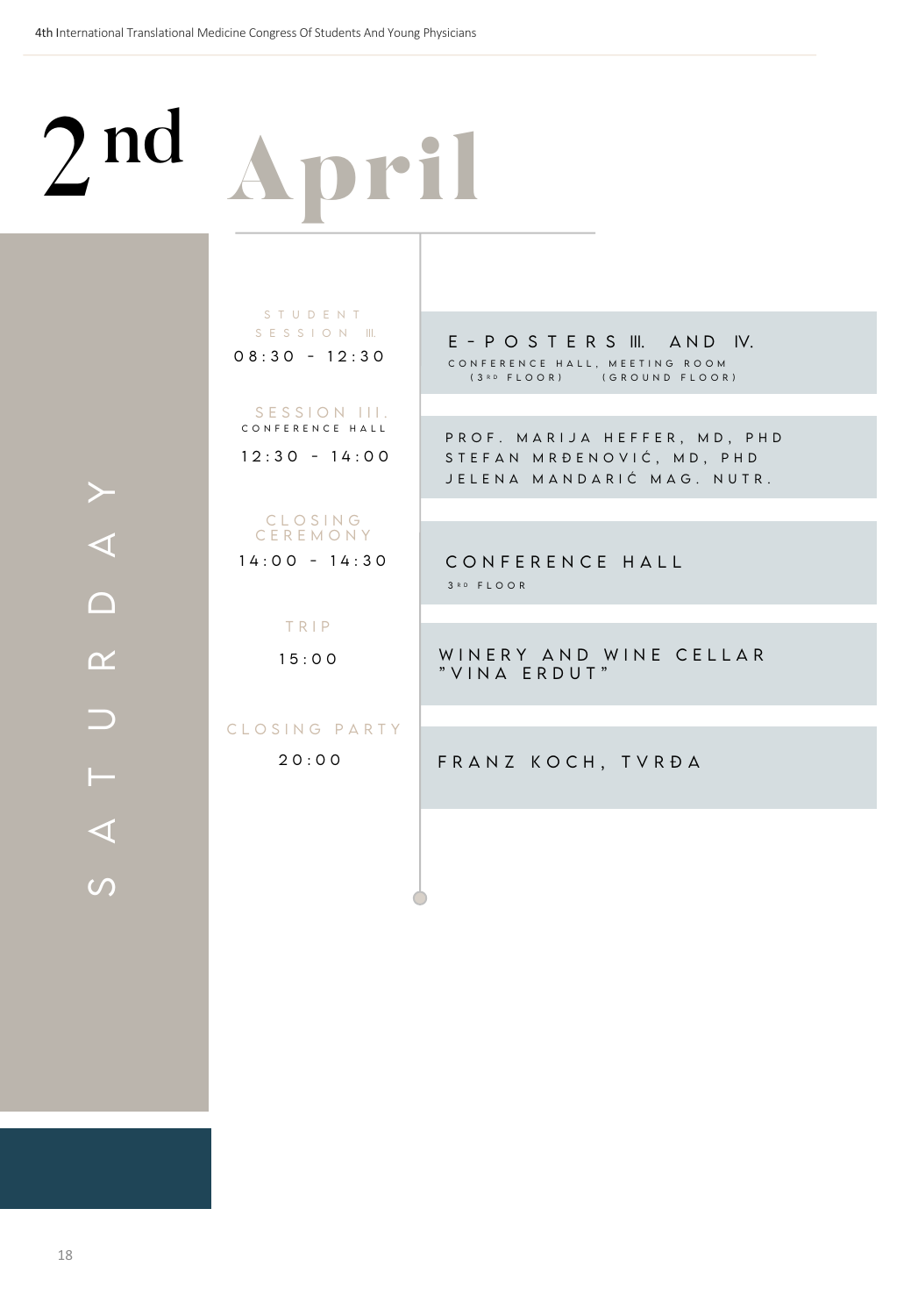# 2nd April

## SATURDAY

**STUDENT SESSION III.**
08:30 - 12:30

E-POSTERS III. AND IV.
CONFERENCE HALL (3RD FLOOR), MEETING ROOM (GROUND FLOOR)

**SESSION III.**
CONFERENCE HALL
12:30 - 14:00

PROF. MARIJA HEFFER, MD, PHD
STEFAN MRĐENOVIĆ, MD, PHD
JELENA MANDARIĆ MAG. NUTR.

**CLOSING CEREMONY**
14:00 - 14:30

CONFERENCE HALL
3RD FLOOR

**TRIP**
15:00

WINERY AND WINE CELLAR "VINA ERDUT"

**CLOSING PARTY**
20:00

FRANZ KOCH, TVRĐA